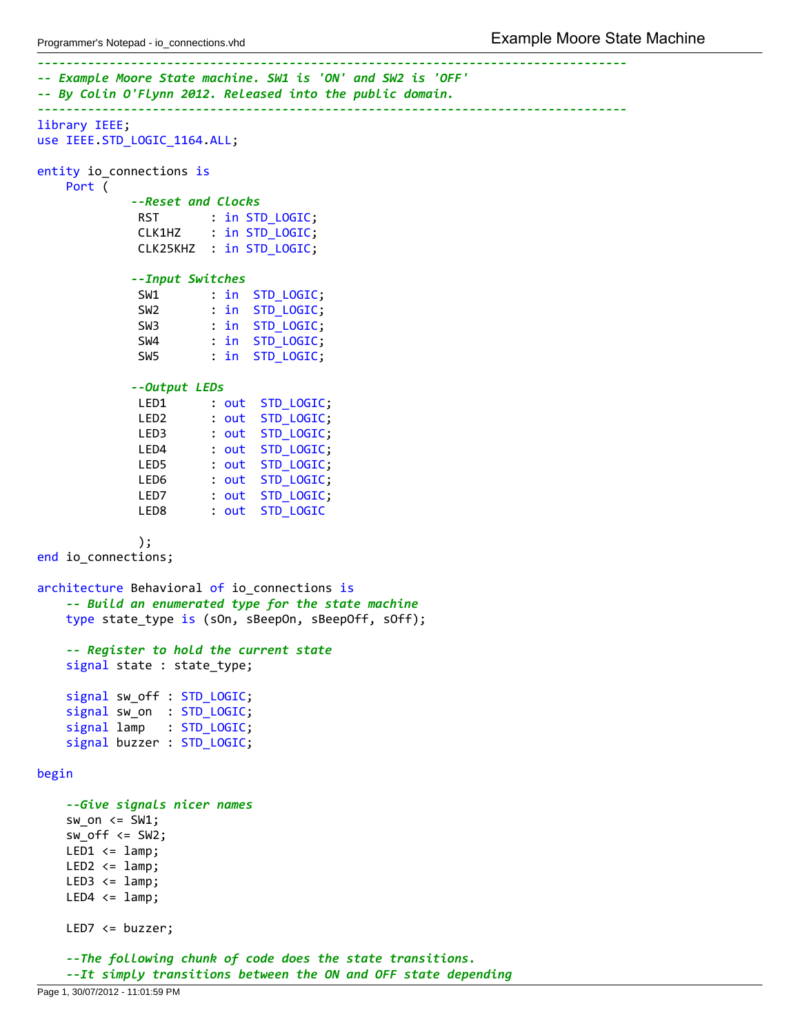```vhdl
--------------------------------------------------------------------------------
-- Example Moore State machine. SW1 is 'ON' and SW2 is 'OFF'
-- By Colin O'Flynn 2012. Released into the public domain.
--------------------------------------------------------------------------------
library IEEE;
use IEEE.STD_LOGIC_1164.ALL;

entity io_connections is
    Port (
             --Reset and Clocks
              RST       : in STD_LOGIC;
              CLK1HZ    : in STD_LOGIC;
              CLK25KHZ  : in STD_LOGIC;

             --Input Switches
              SW1       : in  STD_LOGIC;
              SW2       : in  STD_LOGIC;
              SW3       : in  STD_LOGIC;
              SW4       : in  STD_LOGIC;
              SW5       : in  STD_LOGIC;

             --Output LEDs
              LED1      : out  STD_LOGIC;
              LED2      : out  STD_LOGIC;
              LED3      : out  STD_LOGIC;
              LED4      : out  STD_LOGIC;
              LED5      : out  STD_LOGIC;
              LED6      : out  STD_LOGIC;
              LED7      : out  STD_LOGIC;
              LED8      : out  STD_LOGIC

              );
end io_connections;

architecture Behavioral of io_connections is
    -- Build an enumerated type for the state machine
    type state_type is (sOn, sBeepOn, sBeepOff, sOff);

    -- Register to hold the current state
    signal state : state_type;

    signal sw_off : STD_LOGIC;
    signal sw_on  : STD_LOGIC;
    signal lamp   : STD_LOGIC;
    signal buzzer : STD_LOGIC;

begin

    --Give signals nicer names
    sw_on <= SW1;
    sw_off <= SW2;
    LED1 <= lamp;
    LED2 <= lamp;
    LED3 <= lamp;
    LED4 <= lamp;

    LED7 <= buzzer;

    --The following chunk of code does the state transitions.
    --It simply transitions between the ON and OFF state depending
```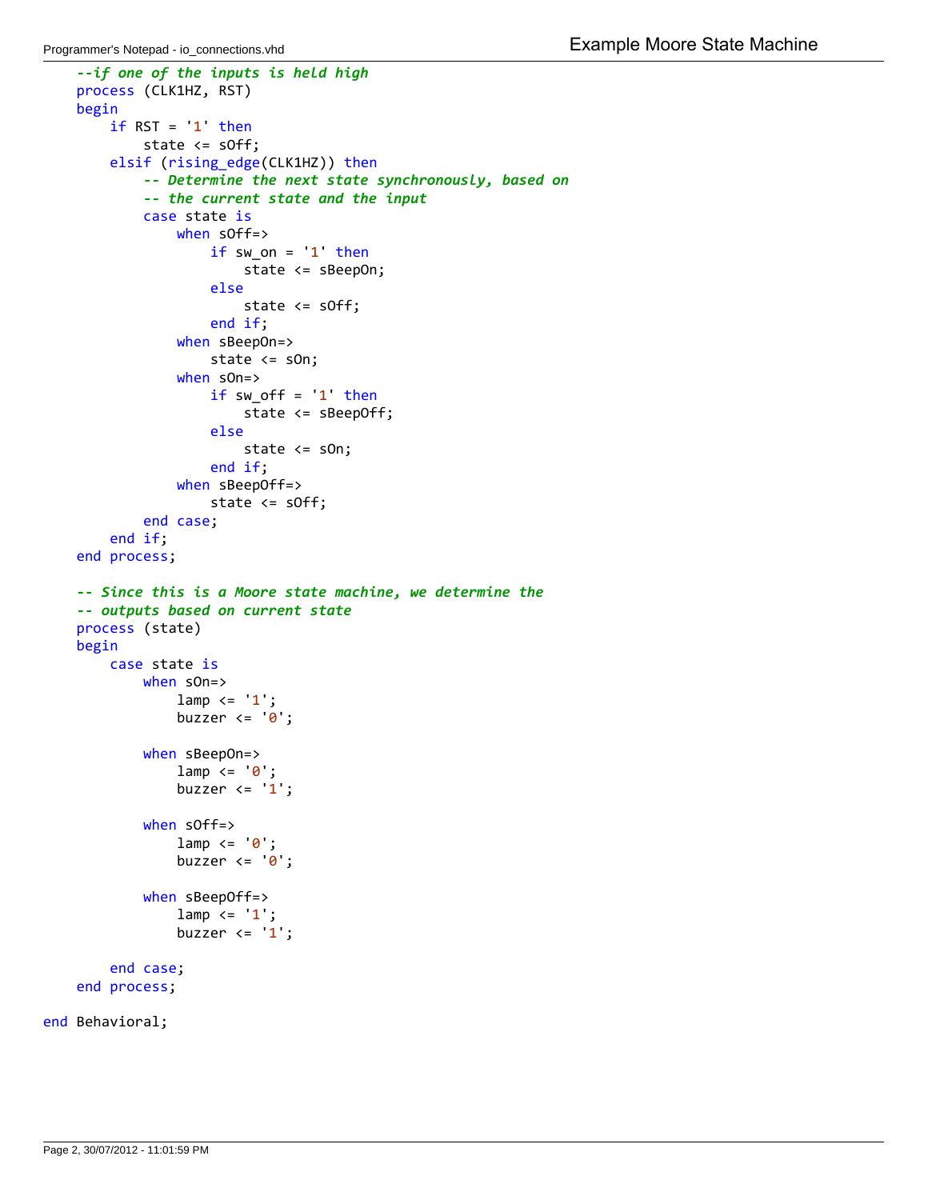```vhdl
    --if one of the inputs is held high
    process (CLK1HZ, RST)
    begin
        if RST = '1' then
            state <= sOff;
        elsif (rising_edge(CLK1HZ)) then
            -- Determine the next state synchronously, based on
            -- the current state and the input
            case state is
                when sOff=>
                    if sw_on = '1' then
                        state <= sBeepOn;
                    else
                        state <= sOff;
                    end if;
                when sBeepOn=>
                    state <= sOn;
                when sOn=>
                    if sw_off = '1' then
                        state <= sBeepOff;
                    else
                        state <= sOn;
                    end if;
                when sBeepOff=>
                    state <= sOff;
            end case;
        end if;
    end process;

    -- Since this is a Moore state machine, we determine the
    -- outputs based on current state
    process (state)
    begin
        case state is
            when sOn=>
                lamp <= '1';
                buzzer <= '0';

            when sBeepOn=>
                lamp <= '0';
                buzzer <= '1';

            when sOff=>
                lamp <= '0';
                buzzer <= '0';

            when sBeepOff=>
                lamp <= '1';
                buzzer <= '1';

        end case;
    end process;

end Behavioral;
```